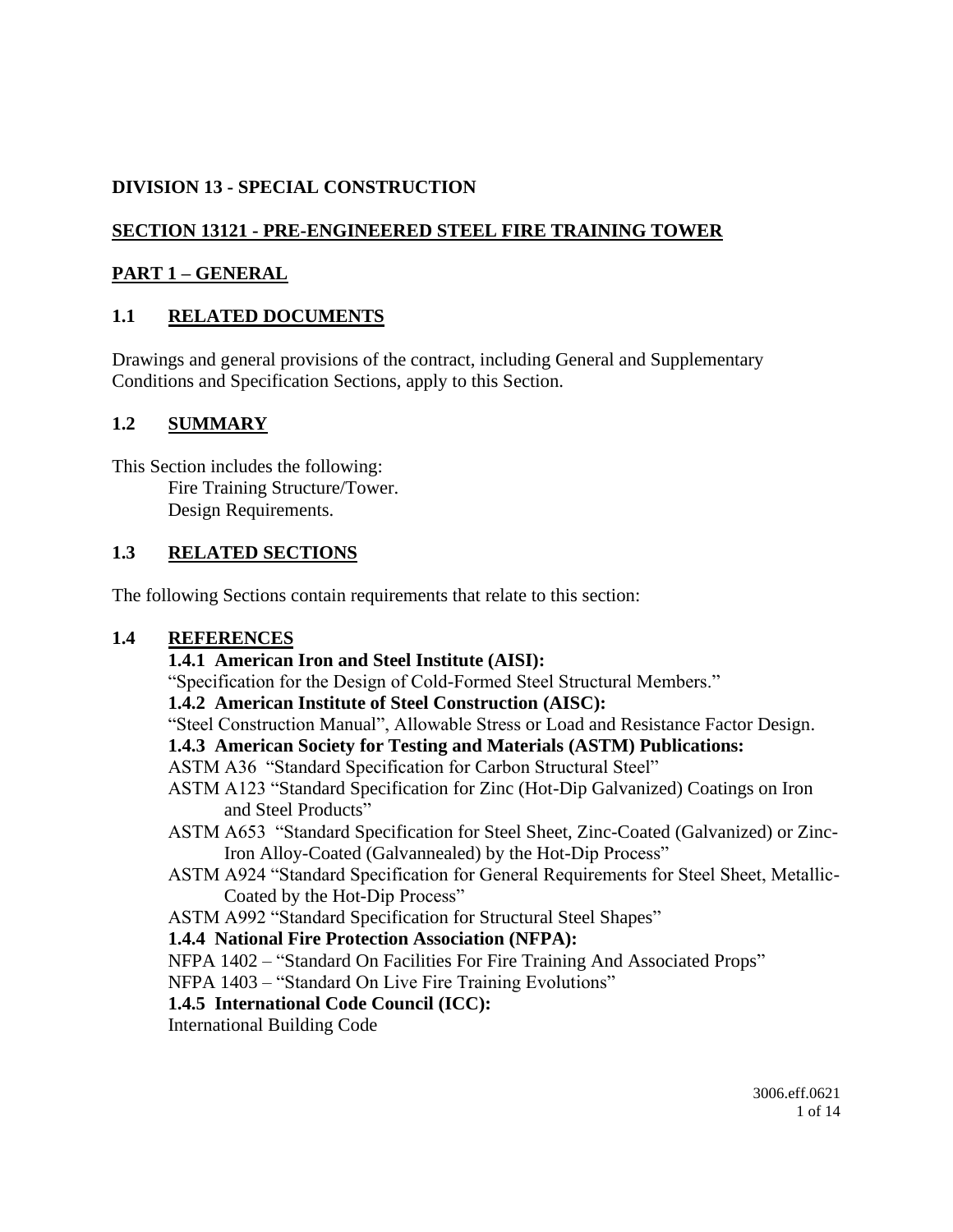# DIVISION 13 - SPECIAL CONSTRUCTION

## SECTION 13121 - PRE-ENGINEERED STEEL FIRE TRAINING TOWER

## PART 1 – GENERAL

### 1.1 RELATED DOCUMENTS

Drawings and general provisions of the contract, including General and Supplementary Conditions and Specification Sections, apply to this Section.

### 1.2 SUMMARY

This Section includes the following:

Fire Training Structure/Tower.
Design Requirements.

### 1.3 RELATED SECTIONS

The following Sections contain requirements that relate to this section:

### 1.4 REFERENCES

**1.4.1 American Iron and Steel Institute (AISI):**

"Specification for the Design of Cold-Formed Steel Structural Members."

**1.4.2 American Institute of Steel Construction (AISC):**

"Steel Construction Manual", Allowable Stress or Load and Resistance Factor Design.

**1.4.3 American Society for Testing and Materials (ASTM) Publications:**

ASTM A36 "Standard Specification for Carbon Structural Steel"

ASTM A123 "Standard Specification for Zinc (Hot-Dip Galvanized) Coatings on Iron and Steel Products"

ASTM A653 "Standard Specification for Steel Sheet, Zinc-Coated (Galvanized) or Zinc-Iron Alloy-Coated (Galvannealed) by the Hot-Dip Process"

ASTM A924 "Standard Specification for General Requirements for Steel Sheet, Metallic-Coated by the Hot-Dip Process"

ASTM A992 "Standard Specification for Structural Steel Shapes"

**1.4.4 National Fire Protection Association (NFPA):**

NFPA 1402 – "Standard On Facilities For Fire Training And Associated Props"

NFPA 1403 – "Standard On Live Fire Training Evolutions"

**1.4.5 International Code Council (ICC):**

International Building Code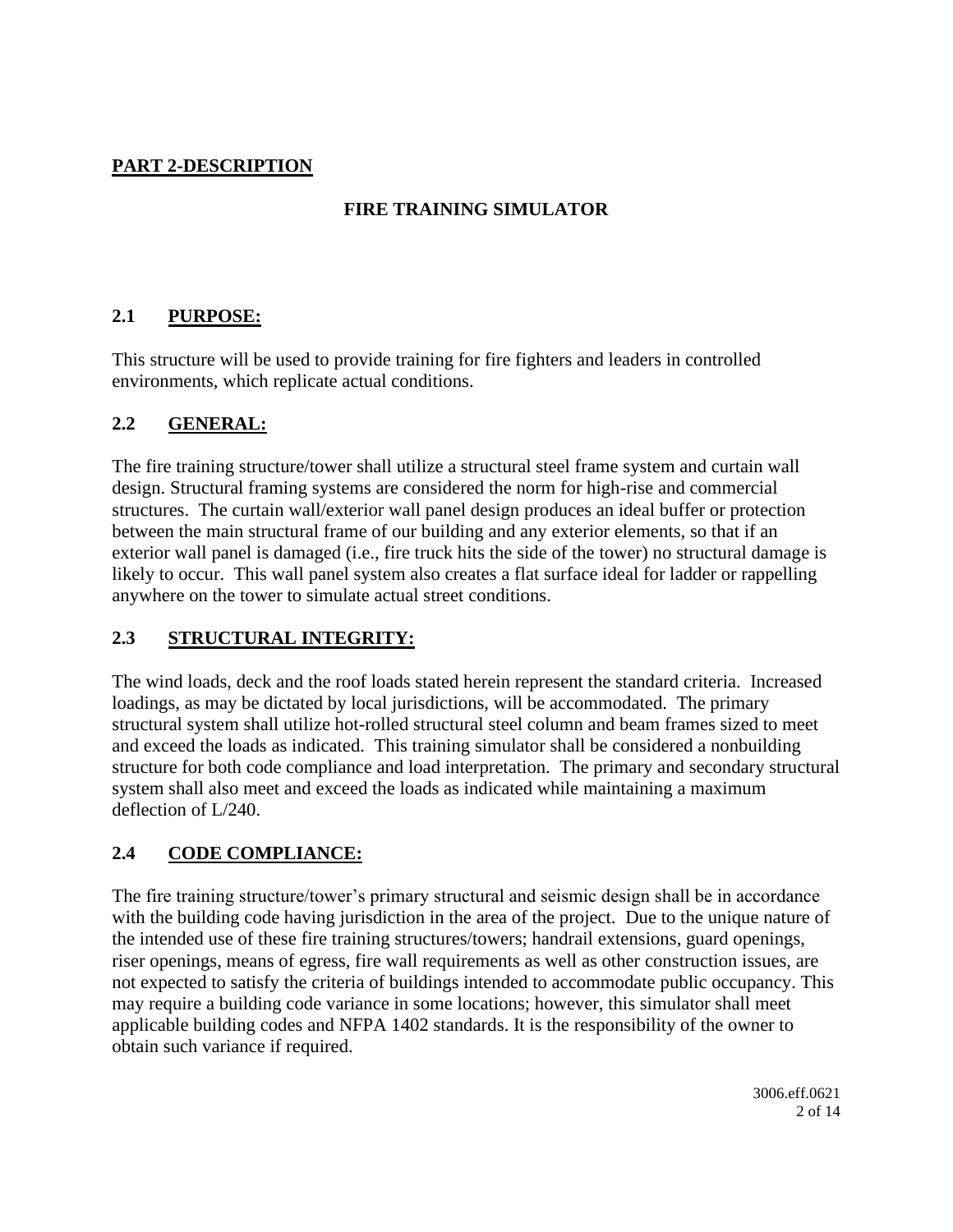## PART 2-DESCRIPTION

### FIRE TRAINING SIMULATOR

### 2.1 PURPOSE:

This structure will be used to provide training for fire fighters and leaders in controlled environments, which replicate actual conditions.

### 2.2 GENERAL:

The fire training structure/tower shall utilize a structural steel frame system and curtain wall design. Structural framing systems are considered the norm for high-rise and commercial structures. The curtain wall/exterior wall panel design produces an ideal buffer or protection between the main structural frame of our building and any exterior elements, so that if an exterior wall panel is damaged (i.e., fire truck hits the side of the tower) no structural damage is likely to occur. This wall panel system also creates a flat surface ideal for ladder or rappelling anywhere on the tower to simulate actual street conditions.

### 2.3 STRUCTURAL INTEGRITY:

The wind loads, deck and the roof loads stated herein represent the standard criteria. Increased loadings, as may be dictated by local jurisdictions, will be accommodated. The primary structural system shall utilize hot-rolled structural steel column and beam frames sized to meet and exceed the loads as indicated. This training simulator shall be considered a nonbuilding structure for both code compliance and load interpretation. The primary and secondary structural system shall also meet and exceed the loads as indicated while maintaining a maximum deflection of L/240.

### 2.4 CODE COMPLIANCE:

The fire training structure/tower's primary structural and seismic design shall be in accordance with the building code having jurisdiction in the area of the project. Due to the unique nature of the intended use of these fire training structures/towers; handrail extensions, guard openings, riser openings, means of egress, fire wall requirements as well as other construction issues, are not expected to satisfy the criteria of buildings intended to accommodate public occupancy. This may require a building code variance in some locations; however, this simulator shall meet applicable building codes and NFPA 1402 standards. It is the responsibility of the owner to obtain such variance if required.

3006.eff.0621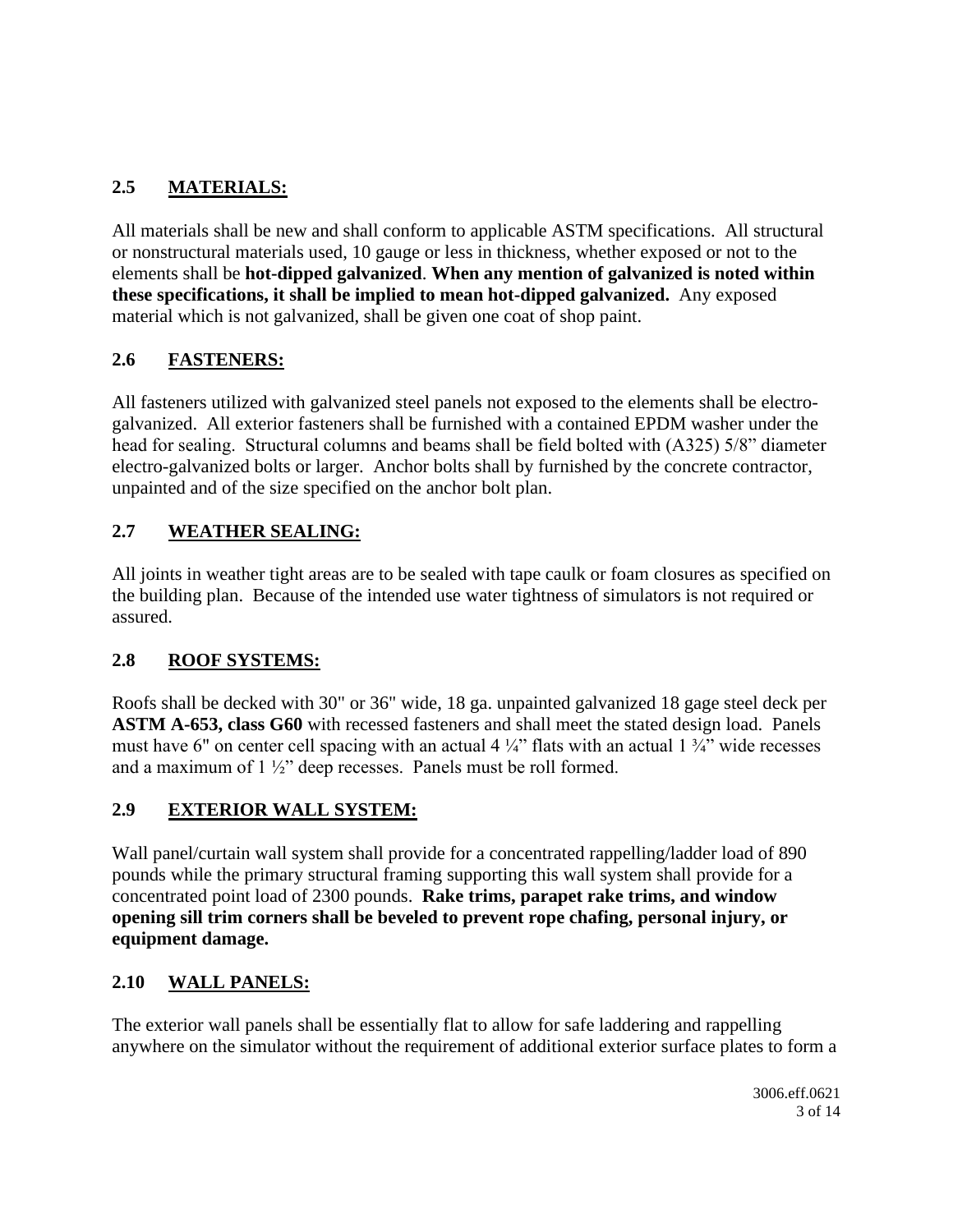## 2.5 MATERIALS:

All materials shall be new and shall conform to applicable ASTM specifications. All structural or nonstructural materials used, 10 gauge or less in thickness, whether exposed or not to the elements shall be **hot-dipped galvanized**. **When any mention of galvanized is noted within these specifications, it shall be implied to mean hot-dipped galvanized.** Any exposed material which is not galvanized, shall be given one coat of shop paint.

## 2.6 FASTENERS:

All fasteners utilized with galvanized steel panels not exposed to the elements shall be electro-galvanized. All exterior fasteners shall be furnished with a contained EPDM washer under the head for sealing. Structural columns and beams shall be field bolted with (A325) 5/8" diameter electro-galvanized bolts or larger. Anchor bolts shall by furnished by the concrete contractor, unpainted and of the size specified on the anchor bolt plan.

## 2.7 WEATHER SEALING:

All joints in weather tight areas are to be sealed with tape caulk or foam closures as specified on the building plan. Because of the intended use water tightness of simulators is not required or assured.

## 2.8 ROOF SYSTEMS:

Roofs shall be decked with 30" or 36" wide, 18 ga. unpainted galvanized 18 gage steel deck per **ASTM A-653, class G60** with recessed fasteners and shall meet the stated design load. Panels must have 6" on center cell spacing with an actual 4 ¼" flats with an actual 1 ¾" wide recesses and a maximum of 1 ½" deep recesses. Panels must be roll formed.

## 2.9 EXTERIOR WALL SYSTEM:

Wall panel/curtain wall system shall provide for a concentrated rappelling/ladder load of 890 pounds while the primary structural framing supporting this wall system shall provide for a concentrated point load of 2300 pounds. **Rake trims, parapet rake trims, and window opening sill trim corners shall be beveled to prevent rope chafing, personal injury, or equipment damage.**

## 2.10 WALL PANELS:

The exterior wall panels shall be essentially flat to allow for safe laddering and rappelling anywhere on the simulator without the requirement of additional exterior surface plates to form a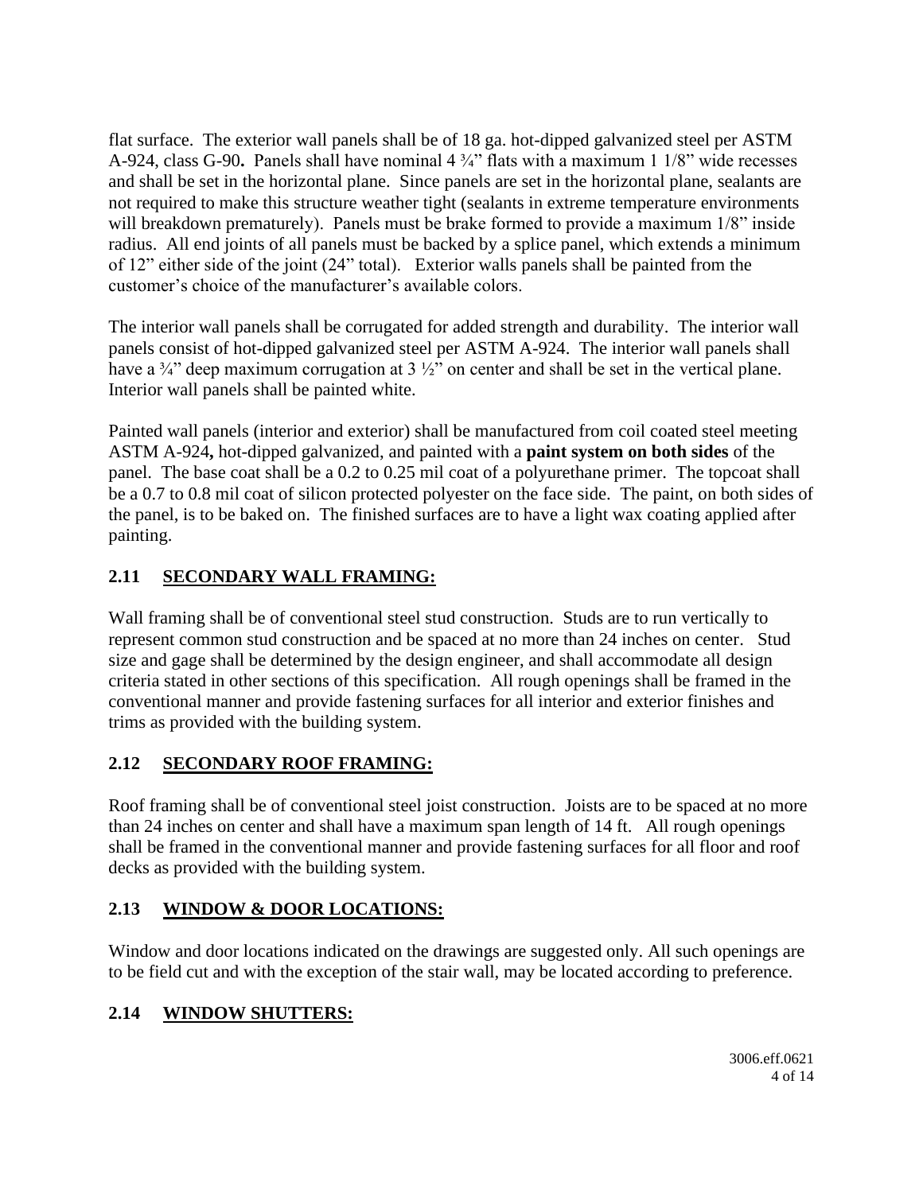flat surface. The exterior wall panels shall be of 18 ga. hot-dipped galvanized steel per ASTM A-924, class G-90**.** Panels shall have nominal 4 ¾" flats with a maximum 1 1/8" wide recesses and shall be set in the horizontal plane. Since panels are set in the horizontal plane, sealants are not required to make this structure weather tight (sealants in extreme temperature environments will breakdown prematurely). Panels must be brake formed to provide a maximum 1/8" inside radius. All end joints of all panels must be backed by a splice panel, which extends a minimum of 12" either side of the joint (24" total). Exterior walls panels shall be painted from the customer's choice of the manufacturer's available colors.

The interior wall panels shall be corrugated for added strength and durability. The interior wall panels consist of hot-dipped galvanized steel per ASTM A-924. The interior wall panels shall have a ¾" deep maximum corrugation at 3 ½" on center and shall be set in the vertical plane. Interior wall panels shall be painted white.

Painted wall panels (interior and exterior) shall be manufactured from coil coated steel meeting ASTM A-924**,** hot-dipped galvanized, and painted with a **paint system on both sides** of the panel. The base coat shall be a 0.2 to 0.25 mil coat of a polyurethane primer. The topcoat shall be a 0.7 to 0.8 mil coat of silicon protected polyester on the face side. The paint, on both sides of the panel, is to be baked on. The finished surfaces are to have a light wax coating applied after painting.

## 2.11 SECONDARY WALL FRAMING:

Wall framing shall be of conventional steel stud construction. Studs are to run vertically to represent common stud construction and be spaced at no more than 24 inches on center. Stud size and gage shall be determined by the design engineer, and shall accommodate all design criteria stated in other sections of this specification. All rough openings shall be framed in the conventional manner and provide fastening surfaces for all interior and exterior finishes and trims as provided with the building system.

## 2.12 SECONDARY ROOF FRAMING:

Roof framing shall be of conventional steel joist construction. Joists are to be spaced at no more than 24 inches on center and shall have a maximum span length of 14 ft. All rough openings shall be framed in the conventional manner and provide fastening surfaces for all floor and roof decks as provided with the building system.

## 2.13 WINDOW & DOOR LOCATIONS:

Window and door locations indicated on the drawings are suggested only. All such openings are to be field cut and with the exception of the stair wall, may be located according to preference.

## 2.14 WINDOW SHUTTERS: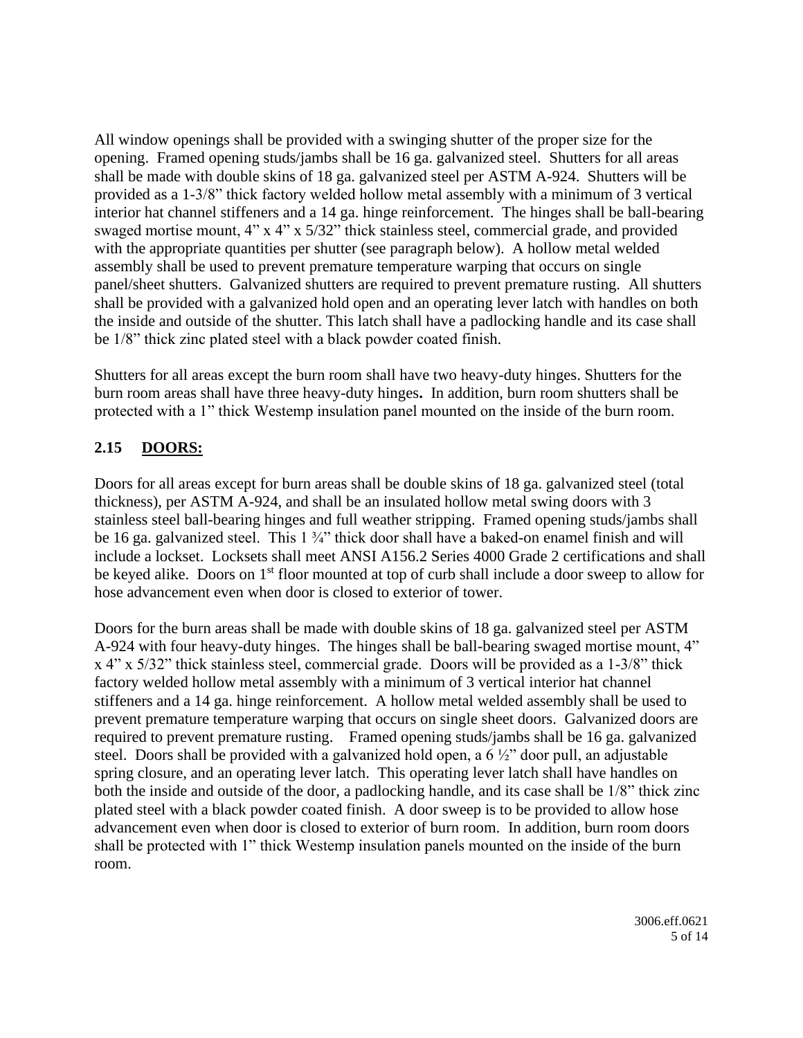All window openings shall be provided with a swinging shutter of the proper size for the opening. Framed opening studs/jambs shall be 16 ga. galvanized steel. Shutters for all areas shall be made with double skins of 18 ga. galvanized steel per ASTM A-924. Shutters will be provided as a 1-3/8" thick factory welded hollow metal assembly with a minimum of 3 vertical interior hat channel stiffeners and a 14 ga. hinge reinforcement. The hinges shall be ball-bearing swaged mortise mount, 4" x 4" x 5/32" thick stainless steel, commercial grade, and provided with the appropriate quantities per shutter (see paragraph below). A hollow metal welded assembly shall be used to prevent premature temperature warping that occurs on single panel/sheet shutters. Galvanized shutters are required to prevent premature rusting. All shutters shall be provided with a galvanized hold open and an operating lever latch with handles on both the inside and outside of the shutter. This latch shall have a padlocking handle and its case shall be 1/8" thick zinc plated steel with a black powder coated finish.

Shutters for all areas except the burn room shall have two heavy-duty hinges. Shutters for the burn room areas shall have three heavy-duty hinges**.** In addition, burn room shutters shall be protected with a 1" thick Westemp insulation panel mounted on the inside of the burn room.

## 2.15 DOORS:

Doors for all areas except for burn areas shall be double skins of 18 ga. galvanized steel (total thickness), per ASTM A-924, and shall be an insulated hollow metal swing doors with 3 stainless steel ball-bearing hinges and full weather stripping. Framed opening studs/jambs shall be 16 ga. galvanized steel. This 1 ¾" thick door shall have a baked-on enamel finish and will include a lockset. Locksets shall meet ANSI A156.2 Series 4000 Grade 2 certifications and shall be keyed alike. Doors on 1st floor mounted at top of curb shall include a door sweep to allow for hose advancement even when door is closed to exterior of tower.

Doors for the burn areas shall be made with double skins of 18 ga. galvanized steel per ASTM A-924 with four heavy-duty hinges. The hinges shall be ball-bearing swaged mortise mount, 4" x 4" x 5/32" thick stainless steel, commercial grade. Doors will be provided as a 1-3/8" thick factory welded hollow metal assembly with a minimum of 3 vertical interior hat channel stiffeners and a 14 ga. hinge reinforcement. A hollow metal welded assembly shall be used to prevent premature temperature warping that occurs on single sheet doors. Galvanized doors are required to prevent premature rusting. Framed opening studs/jambs shall be 16 ga. galvanized steel. Doors shall be provided with a galvanized hold open, a 6 ½" door pull, an adjustable spring closure, and an operating lever latch. This operating lever latch shall have handles on both the inside and outside of the door, a padlocking handle, and its case shall be 1/8" thick zinc plated steel with a black powder coated finish. A door sweep is to be provided to allow hose advancement even when door is closed to exterior of burn room. In addition, burn room doors shall be protected with 1" thick Westemp insulation panels mounted on the inside of the burn room.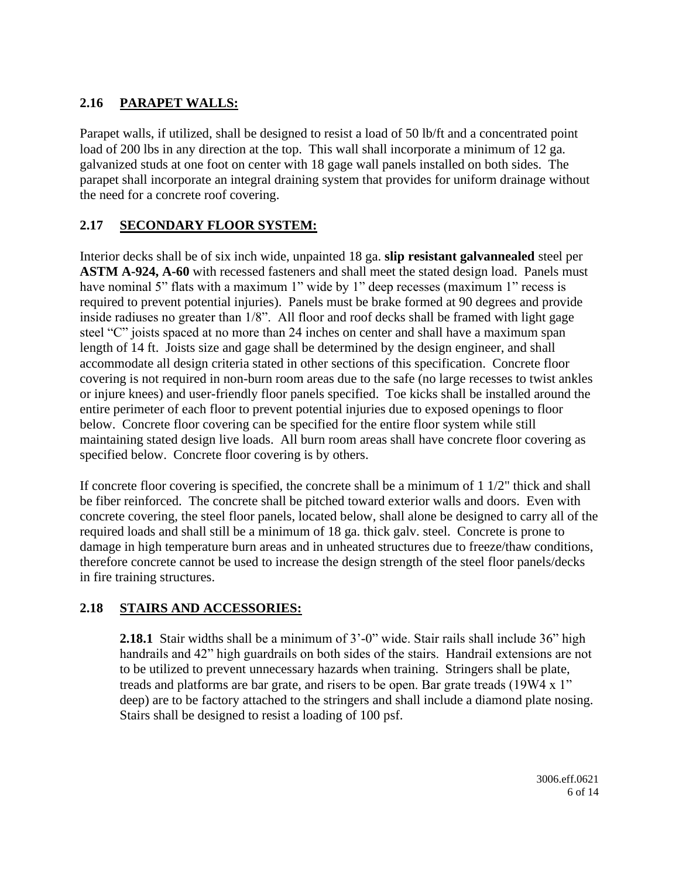## 2.16 PARAPET WALLS:

Parapet walls, if utilized, shall be designed to resist a load of 50 lb/ft and a concentrated point load of 200 lbs in any direction at the top. This wall shall incorporate a minimum of 12 ga. galvanized studs at one foot on center with 18 gage wall panels installed on both sides. The parapet shall incorporate an integral draining system that provides for uniform drainage without the need for a concrete roof covering.

## 2.17 SECONDARY FLOOR SYSTEM:

Interior decks shall be of six inch wide, unpainted 18 ga. **slip resistant galvannealed** steel per **ASTM A-924, A-60** with recessed fasteners and shall meet the stated design load. Panels must have nominal 5" flats with a maximum 1" wide by 1" deep recesses (maximum 1" recess is required to prevent potential injuries). Panels must be brake formed at 90 degrees and provide inside radiuses no greater than 1/8". All floor and roof decks shall be framed with light gage steel "C" joists spaced at no more than 24 inches on center and shall have a maximum span length of 14 ft. Joists size and gage shall be determined by the design engineer, and shall accommodate all design criteria stated in other sections of this specification. Concrete floor covering is not required in non-burn room areas due to the safe (no large recesses to twist ankles or injure knees) and user-friendly floor panels specified. Toe kicks shall be installed around the entire perimeter of each floor to prevent potential injuries due to exposed openings to floor below. Concrete floor covering can be specified for the entire floor system while still maintaining stated design live loads. All burn room areas shall have concrete floor covering as specified below. Concrete floor covering is by others.

If concrete floor covering is specified, the concrete shall be a minimum of 1 1/2" thick and shall be fiber reinforced. The concrete shall be pitched toward exterior walls and doors. Even with concrete covering, the steel floor panels, located below, shall alone be designed to carry all of the required loads and shall still be a minimum of 18 ga. thick galv. steel. Concrete is prone to damage in high temperature burn areas and in unheated structures due to freeze/thaw conditions, therefore concrete cannot be used to increase the design strength of the steel floor panels/decks in fire training structures.

## 2.18 STAIRS AND ACCESSORIES:

**2.18.1** Stair widths shall be a minimum of 3'-0" wide. Stair rails shall include 36" high handrails and 42" high guardrails on both sides of the stairs. Handrail extensions are not to be utilized to prevent unnecessary hazards when training. Stringers shall be plate, treads and platforms are bar grate, and risers to be open. Bar grate treads (19W4 x 1" deep) are to be factory attached to the stringers and shall include a diamond plate nosing. Stairs shall be designed to resist a loading of 100 psf.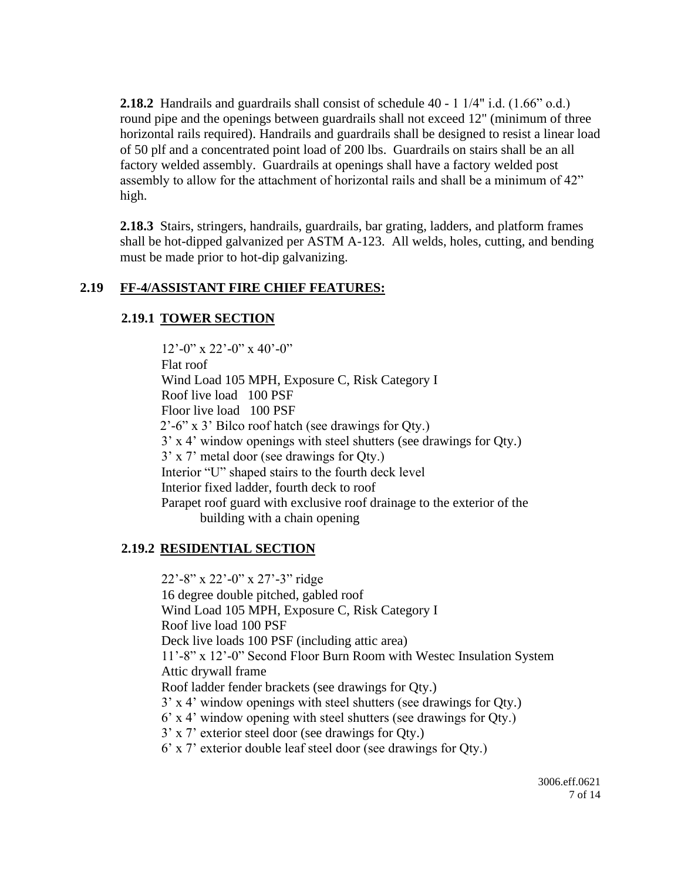**2.18.2** Handrails and guardrails shall consist of schedule 40 - 1 1/4" i.d. (1.66" o.d.) round pipe and the openings between guardrails shall not exceed 12" (minimum of three horizontal rails required). Handrails and guardrails shall be designed to resist a linear load of 50 plf and a concentrated point load of 200 lbs. Guardrails on stairs shall be an all factory welded assembly. Guardrails at openings shall have a factory welded post assembly to allow for the attachment of horizontal rails and shall be a minimum of 42" high.

**2.18.3** Stairs, stringers, handrails, guardrails, bar grating, ladders, and platform frames shall be hot-dipped galvanized per ASTM A-123. All welds, holes, cutting, and bending must be made prior to hot-dip galvanizing.

## 2.19 FF-4/ASSISTANT FIRE CHIEF FEATURES:

### 2.19.1 TOWER SECTION

12'-0" x 22'-0" x 40'-0"
Flat roof
Wind Load 105 MPH, Exposure C, Risk Category I
Roof live load 100 PSF
Floor live load 100 PSF
2'-6" x 3' Bilco roof hatch (see drawings for Qty.)
3' x 4' window openings with steel shutters (see drawings for Qty.)
3' x 7' metal door (see drawings for Qty.)
Interior "U" shaped stairs to the fourth deck level
Interior fixed ladder, fourth deck to roof
Parapet roof guard with exclusive roof drainage to the exterior of the building with a chain opening

### 2.19.2 RESIDENTIAL SECTION

22'-8" x 22'-0" x 27'-3" ridge
16 degree double pitched, gabled roof
Wind Load 105 MPH, Exposure C, Risk Category I
Roof live load 100 PSF
Deck live loads 100 PSF (including attic area)
11'-8" x 12'-0" Second Floor Burn Room with Westec Insulation System
Attic drywall frame
Roof ladder fender brackets (see drawings for Qty.)
3' x 4' window openings with steel shutters (see drawings for Qty.)
6' x 4' window opening with steel shutters (see drawings for Qty.)
3' x 7' exterior steel door (see drawings for Qty.)
6' x 7' exterior double leaf steel door (see drawings for Qty.)

3006.eff.0621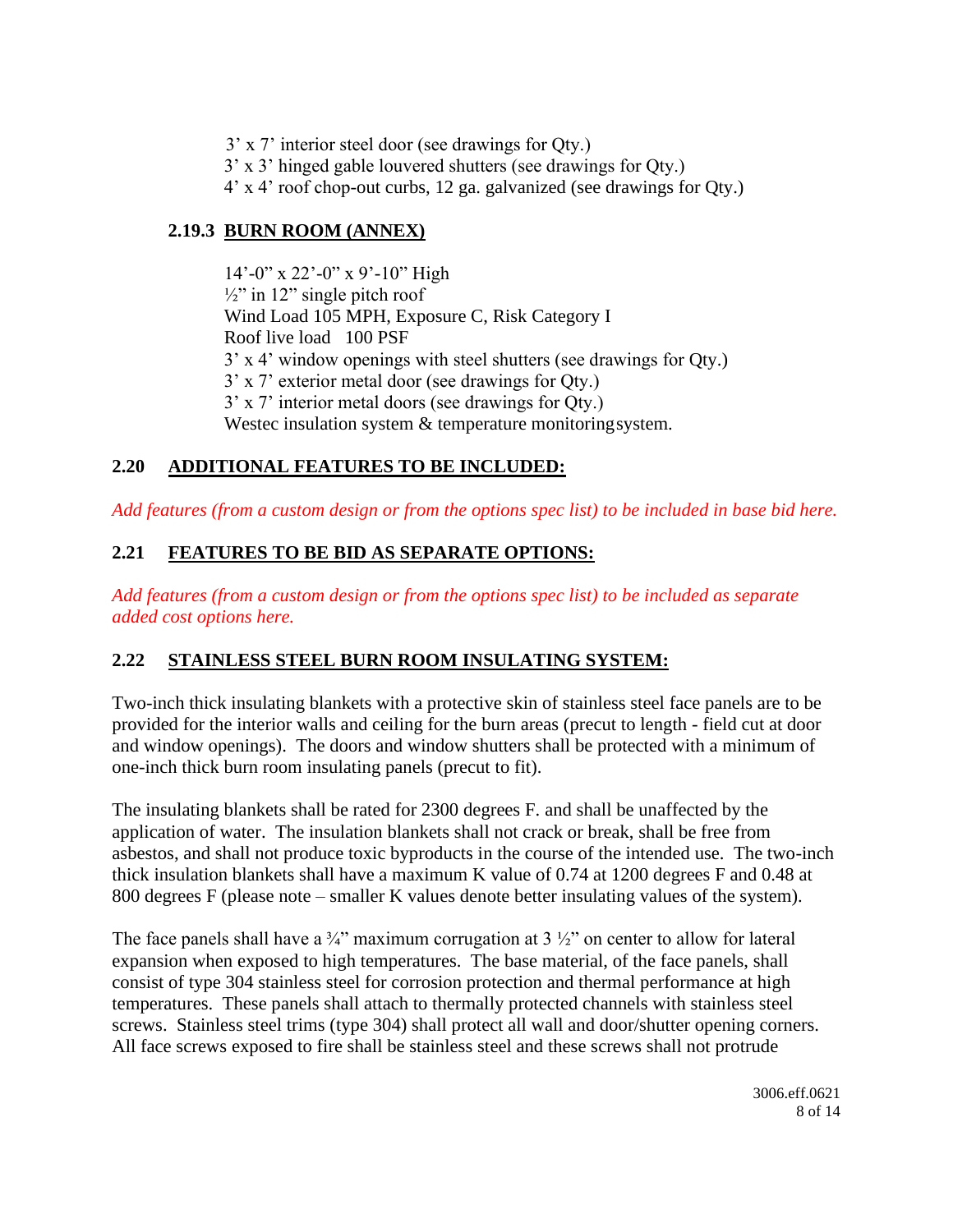3' x 7' interior steel door (see drawings for Qty.)
3' x 3' hinged gable louvered shutters (see drawings for Qty.)
4' x 4' roof chop-out curbs, 12 ga. galvanized (see drawings for Qty.)

### 2.19.3 BURN ROOM (ANNEX)

14'-0" x 22'-0" x 9'-10" High
½" in 12" single pitch roof
Wind Load 105 MPH, Exposure C, Risk Category I
Roof live load 100 PSF
3' x 4' window openings with steel shutters (see drawings for Qty.)
3' x 7' exterior metal door (see drawings for Qty.)
3' x 7' interior metal doors (see drawings for Qty.)
Westec insulation system & temperature monitoring system.

## 2.20 ADDITIONAL FEATURES TO BE INCLUDED:

*Add features (from a custom design or from the options spec list) to be included in base bid here.*

## 2.21 FEATURES TO BE BID AS SEPARATE OPTIONS:

*Add features (from a custom design or from the options spec list) to be included as separate added cost options here.*

## 2.22 STAINLESS STEEL BURN ROOM INSULATING SYSTEM:

Two-inch thick insulating blankets with a protective skin of stainless steel face panels are to be provided for the interior walls and ceiling for the burn areas (precut to length - field cut at door and window openings). The doors and window shutters shall be protected with a minimum of one-inch thick burn room insulating panels (precut to fit).

The insulating blankets shall be rated for 2300 degrees F. and shall be unaffected by the application of water. The insulation blankets shall not crack or break, shall be free from asbestos, and shall not produce toxic byproducts in the course of the intended use. The two-inch thick insulation blankets shall have a maximum K value of 0.74 at 1200 degrees F and 0.48 at 800 degrees F (please note – smaller K values denote better insulating values of the system).

The face panels shall have a ¾" maximum corrugation at 3 ½" on center to allow for lateral expansion when exposed to high temperatures. The base material, of the face panels, shall consist of type 304 stainless steel for corrosion protection and thermal performance at high temperatures. These panels shall attach to thermally protected channels with stainless steel screws. Stainless steel trims (type 304) shall protect all wall and door/shutter opening corners. All face screws exposed to fire shall be stainless steel and these screws shall not protrude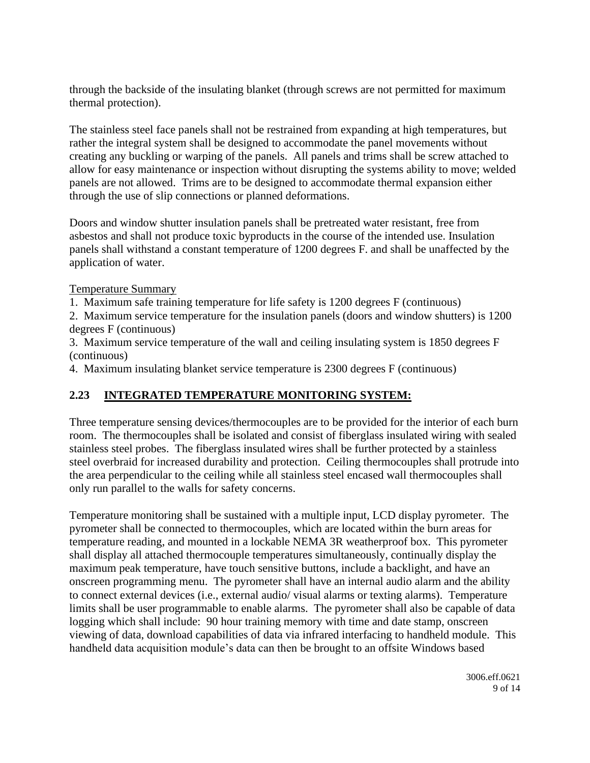through the backside of the insulating blanket (through screws are not permitted for maximum thermal protection).

The stainless steel face panels shall not be restrained from expanding at high temperatures, but rather the integral system shall be designed to accommodate the panel movements without creating any buckling or warping of the panels. All panels and trims shall be screw attached to allow for easy maintenance or inspection without disrupting the systems ability to move; welded panels are not allowed. Trims are to be designed to accommodate thermal expansion either through the use of slip connections or planned deformations.

Doors and window shutter insulation panels shall be pretreated water resistant, free from asbestos and shall not produce toxic byproducts in the course of the intended use. Insulation panels shall withstand a constant temperature of 1200 degrees F. and shall be unaffected by the application of water.

Temperature Summary

1. Maximum safe training temperature for life safety is 1200 degrees F (continuous)
2. Maximum service temperature for the insulation panels (doors and window shutters) is 1200 degrees F (continuous)
3. Maximum service temperature of the wall and ceiling insulating system is 1850 degrees F (continuous)
4. Maximum insulating blanket service temperature is 2300 degrees F (continuous)

## 2.23 INTEGRATED TEMPERATURE MONITORING SYSTEM:

Three temperature sensing devices/thermocouples are to be provided for the interior of each burn room. The thermocouples shall be isolated and consist of fiberglass insulated wiring with sealed stainless steel probes. The fiberglass insulated wires shall be further protected by a stainless steel overbraid for increased durability and protection. Ceiling thermocouples shall protrude into the area perpendicular to the ceiling while all stainless steel encased wall thermocouples shall only run parallel to the walls for safety concerns.

Temperature monitoring shall be sustained with a multiple input, LCD display pyrometer. The pyrometer shall be connected to thermocouples, which are located within the burn areas for temperature reading, and mounted in a lockable NEMA 3R weatherproof box. This pyrometer shall display all attached thermocouple temperatures simultaneously, continually display the maximum peak temperature, have touch sensitive buttons, include a backlight, and have an onscreen programming menu. The pyrometer shall have an internal audio alarm and the ability to connect external devices (i.e., external audio/ visual alarms or texting alarms). Temperature limits shall be user programmable to enable alarms. The pyrometer shall also be capable of data logging which shall include: 90 hour training memory with time and date stamp, onscreen viewing of data, download capabilities of data via infrared interfacing to handheld module. This handheld data acquisition module's data can then be brought to an offsite Windows based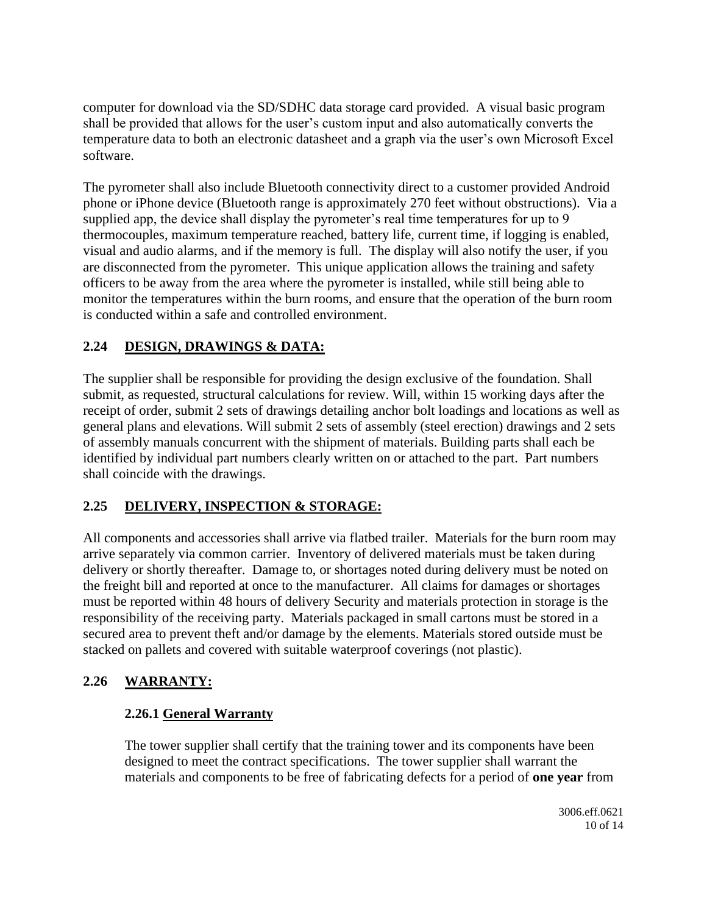computer for download via the SD/SDHC data storage card provided. A visual basic program shall be provided that allows for the user's custom input and also automatically converts the temperature data to both an electronic datasheet and a graph via the user's own Microsoft Excel software.

The pyrometer shall also include Bluetooth connectivity direct to a customer provided Android phone or iPhone device (Bluetooth range is approximately 270 feet without obstructions). Via a supplied app, the device shall display the pyrometer's real time temperatures for up to 9 thermocouples, maximum temperature reached, battery life, current time, if logging is enabled, visual and audio alarms, and if the memory is full. The display will also notify the user, if you are disconnected from the pyrometer. This unique application allows the training and safety officers to be away from the area where the pyrometer is installed, while still being able to monitor the temperatures within the burn rooms, and ensure that the operation of the burn room is conducted within a safe and controlled environment.

## 2.24 DESIGN, DRAWINGS & DATA:

The supplier shall be responsible for providing the design exclusive of the foundation. Shall submit, as requested, structural calculations for review. Will, within 15 working days after the receipt of order, submit 2 sets of drawings detailing anchor bolt loadings and locations as well as general plans and elevations. Will submit 2 sets of assembly (steel erection) drawings and 2 sets of assembly manuals concurrent with the shipment of materials. Building parts shall each be identified by individual part numbers clearly written on or attached to the part. Part numbers shall coincide with the drawings.

## 2.25 DELIVERY, INSPECTION & STORAGE:

All components and accessories shall arrive via flatbed trailer. Materials for the burn room may arrive separately via common carrier. Inventory of delivered materials must be taken during delivery or shortly thereafter. Damage to, or shortages noted during delivery must be noted on the freight bill and reported at once to the manufacturer. All claims for damages or shortages must be reported within 48 hours of delivery Security and materials protection in storage is the responsibility of the receiving party. Materials packaged in small cartons must be stored in a secured area to prevent theft and/or damage by the elements. Materials stored outside must be stacked on pallets and covered with suitable waterproof coverings (not plastic).

## 2.26 WARRANTY:

### 2.26.1 General Warranty

The tower supplier shall certify that the training tower and its components have been designed to meet the contract specifications. The tower supplier shall warrant the materials and components to be free of fabricating defects for a period of **one year** from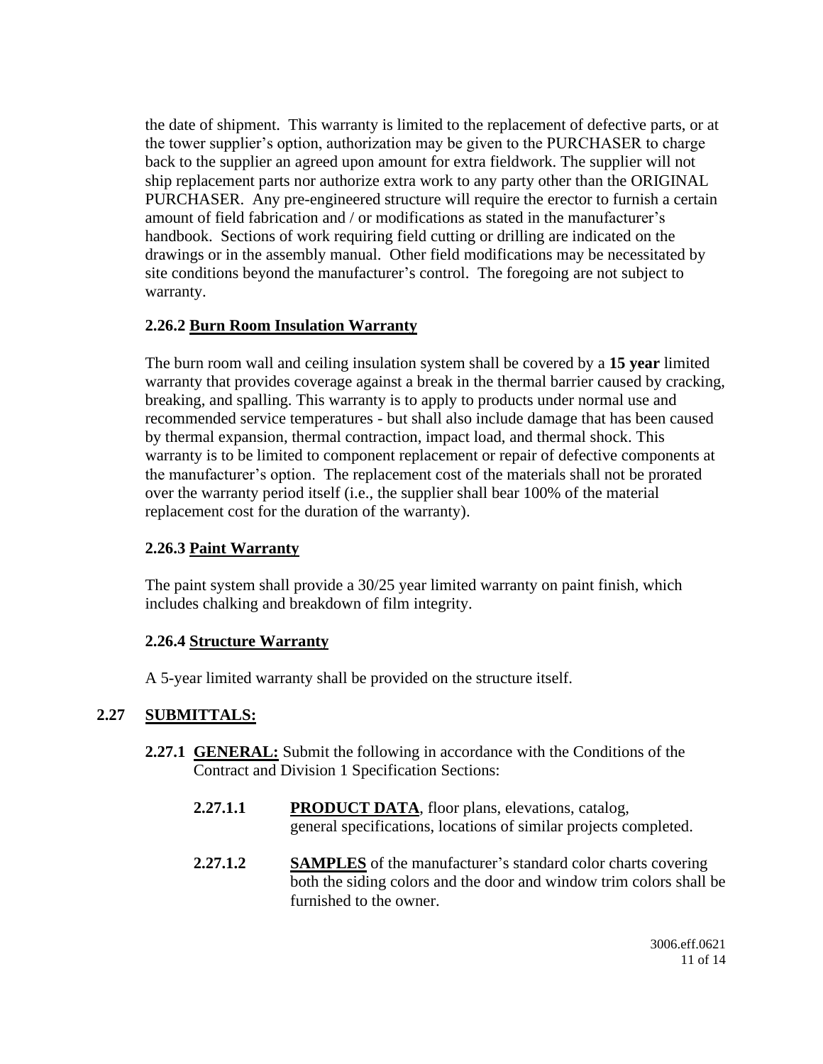the date of shipment. This warranty is limited to the replacement of defective parts, or at the tower supplier's option, authorization may be given to the PURCHASER to charge back to the supplier an agreed upon amount for extra fieldwork. The supplier will not ship replacement parts nor authorize extra work to any party other than the ORIGINAL PURCHASER. Any pre-engineered structure will require the erector to furnish a certain amount of field fabrication and / or modifications as stated in the manufacturer's handbook. Sections of work requiring field cutting or drilling are indicated on the drawings or in the assembly manual. Other field modifications may be necessitated by site conditions beyond the manufacturer's control. The foregoing are not subject to warranty.

#### 2.26.2 Burn Room Insulation Warranty

The burn room wall and ceiling insulation system shall be covered by a **15 year** limited warranty that provides coverage against a break in the thermal barrier caused by cracking, breaking, and spalling. This warranty is to apply to products under normal use and recommended service temperatures - but shall also include damage that has been caused by thermal expansion, thermal contraction, impact load, and thermal shock. This warranty is to be limited to component replacement or repair of defective components at the manufacturer's option. The replacement cost of the materials shall not be prorated over the warranty period itself (i.e., the supplier shall bear 100% of the material replacement cost for the duration of the warranty).

#### 2.26.3 Paint Warranty

The paint system shall provide a 30/25 year limited warranty on paint finish, which includes chalking and breakdown of film integrity.

#### 2.26.4 Structure Warranty

A 5-year limited warranty shall be provided on the structure itself.

### 2.27 SUBMITTALS:

**2.27.1 GENERAL:** Submit the following in accordance with the Conditions of the Contract and Division 1 Specification Sections:

**2.27.1.1** **PRODUCT DATA**, floor plans, elevations, catalog, general specifications, locations of similar projects completed.

**2.27.1.2** **SAMPLES** of the manufacturer's standard color charts covering both the siding colors and the door and window trim colors shall be furnished to the owner.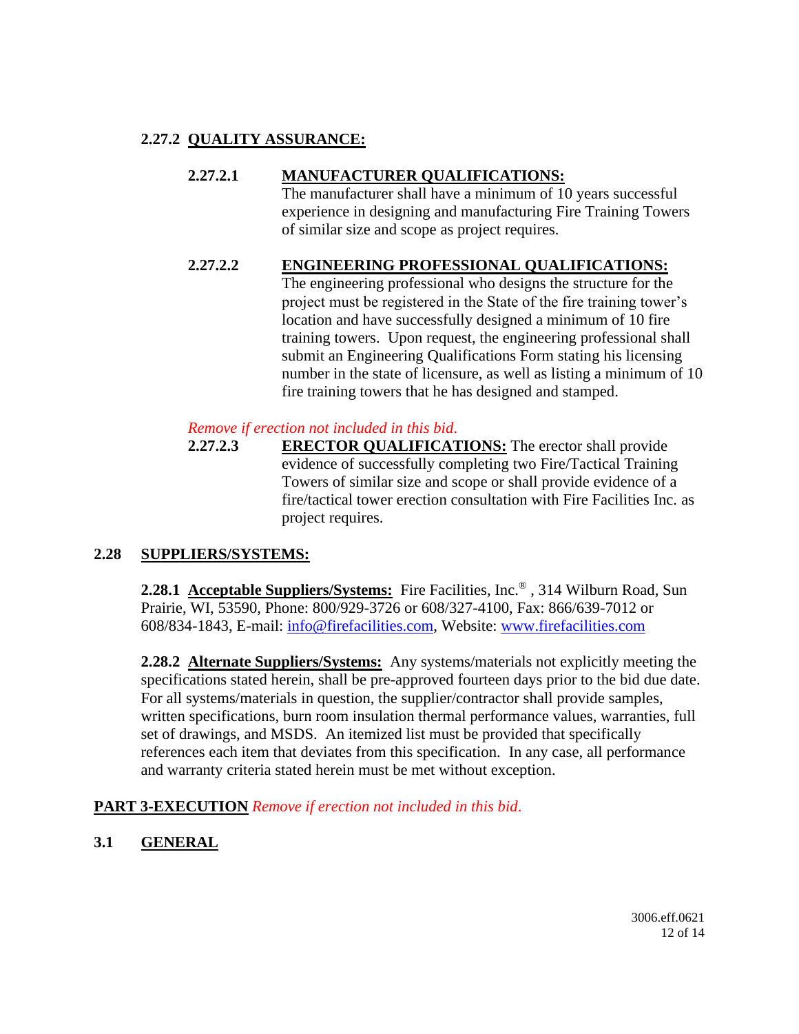### 2.27.2 QUALITY ASSURANCE:

**2.27.2.1 MANUFACTURER QUALIFICATIONS:**
The manufacturer shall have a minimum of 10 years successful experience in designing and manufacturing Fire Training Towers of similar size and scope as project requires.

**2.27.2.2 ENGINEERING PROFESSIONAL QUALIFICATIONS:**
The engineering professional who designs the structure for the project must be registered in the State of the fire training tower's location and have successfully designed a minimum of 10 fire training towers. Upon request, the engineering professional shall submit an Engineering Qualifications Form stating his licensing number in the state of licensure, as well as listing a minimum of 10 fire training towers that he has designed and stamped.

*Remove if erection not included in this bid.*

**2.27.2.3 ERECTOR QUALIFICATIONS:** The erector shall provide evidence of successfully completing two Fire/Tactical Training Towers of similar size and scope or shall provide evidence of a fire/tactical tower erection consultation with Fire Facilities Inc. as project requires.

## 2.28 SUPPLIERS/SYSTEMS:

**2.28.1 Acceptable Suppliers/Systems:** Fire Facilities, Inc.® , 314 Wilburn Road, Sun Prairie, WI, 53590, Phone: 800/929-3726 or 608/327-4100, Fax: 866/639-7012 or 608/834-1843, E-mail: info@firefacilities.com, Website: www.firefacilities.com

**2.28.2 Alternate Suppliers/Systems:** Any systems/materials not explicitly meeting the specifications stated herein, shall be pre-approved fourteen days prior to the bid due date. For all systems/materials in question, the supplier/contractor shall provide samples, written specifications, burn room insulation thermal performance values, warranties, full set of drawings, and MSDS. An itemized list must be provided that specifically references each item that deviates from this specification. In any case, all performance and warranty criteria stated herein must be met without exception.

# PART 3-EXECUTION *Remove if erection not included in this bid.*

## 3.1 GENERAL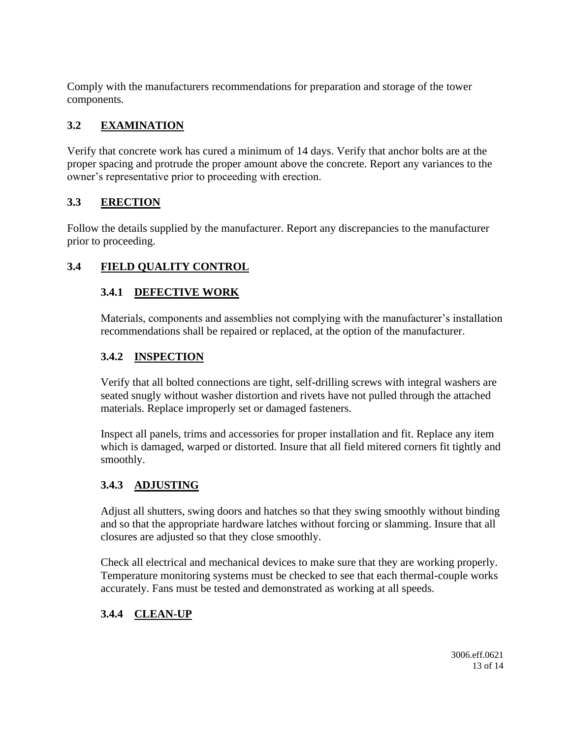Comply with the manufacturers recommendations for preparation and storage of the tower components.

## 3.2 EXAMINATION

Verify that concrete work has cured a minimum of 14 days. Verify that anchor bolts are at the proper spacing and protrude the proper amount above the concrete. Report any variances to the owner's representative prior to proceeding with erection.

## 3.3 ERECTION

Follow the details supplied by the manufacturer. Report any discrepancies to the manufacturer prior to proceeding.

## 3.4 FIELD QUALITY CONTROL

### 3.4.1 DEFECTIVE WORK

Materials, components and assemblies not complying with the manufacturer's installation recommendations shall be repaired or replaced, at the option of the manufacturer.

### 3.4.2 INSPECTION

Verify that all bolted connections are tight, self-drilling screws with integral washers are seated snugly without washer distortion and rivets have not pulled through the attached materials. Replace improperly set or damaged fasteners.

Inspect all panels, trims and accessories for proper installation and fit. Replace any item which is damaged, warped or distorted. Insure that all field mitered corners fit tightly and smoothly.

### 3.4.3 ADJUSTING

Adjust all shutters, swing doors and hatches so that they swing smoothly without binding and so that the appropriate hardware latches without forcing or slamming. Insure that all closures are adjusted so that they close smoothly.

Check all electrical and mechanical devices to make sure that they are working properly. Temperature monitoring systems must be checked to see that each thermal-couple works accurately. Fans must be tested and demonstrated as working at all speeds.

### 3.4.4 CLEAN-UP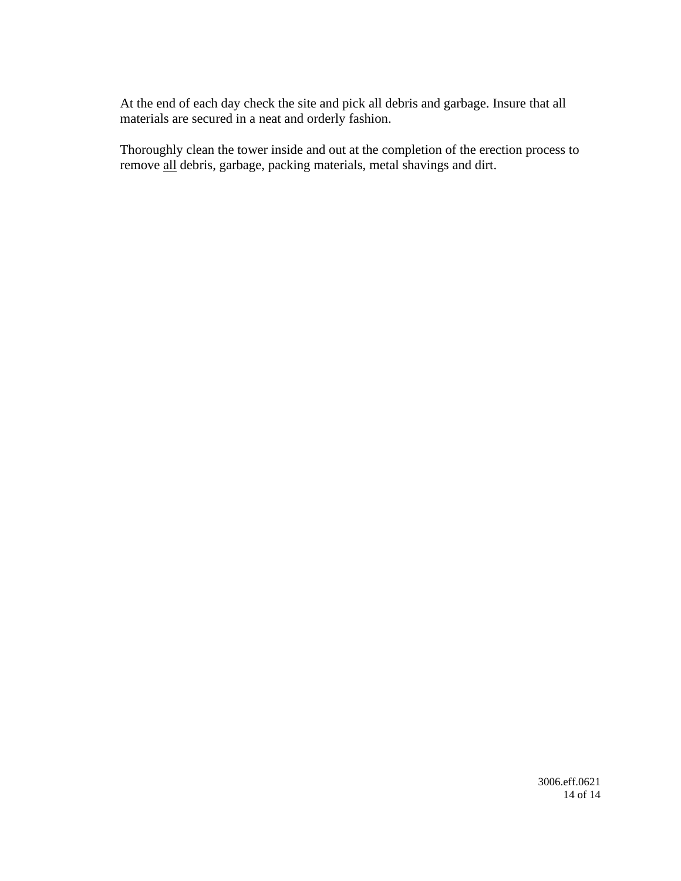At the end of each day check the site and pick all debris and garbage. Insure that all materials are secured in a neat and orderly fashion.

Thoroughly clean the tower inside and out at the completion of the erection process to remove <u>all</u> debris, garbage, packing materials, metal shavings and dirt.